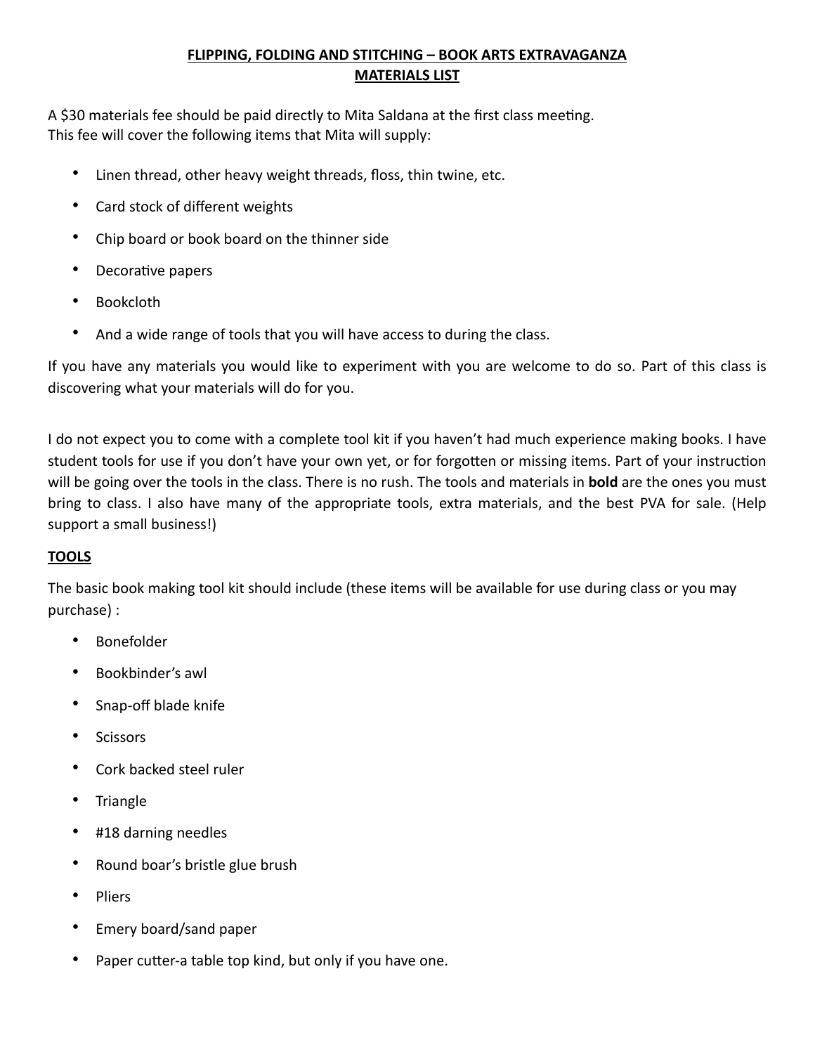# <u>FLIPPING, FOLDING AND STITCHING – BOOK ARTS EXTRAVAGANZA</u>
## <u>MATERIALS LIST</u>

A $30 materials fee should be paid directly to Mita Saldana at the first class meeting.
This fee will cover the following items that Mita will supply:

- Linen thread, other heavy weight threads, floss, thin twine, etc.
- Card stock of different weights
- Chip board or book board on the thinner side
- Decorative papers
- Bookcloth
- And a wide range of tools that you will have access to during the class.

If you have any materials you would like to experiment with you are welcome to do so. Part of this class is discovering what your materials will do for you.

I do not expect you to come with a complete tool kit if you haven't had much experience making books. I have student tools for use if you don't have your own yet, or for forgotten or missing items. Part of your instruction will be going over the tools in the class. There is no rush. The tools and materials in **bold** are the ones you must bring to class. I also have many of the appropriate tools, extra materials, and the best PVA for sale. (Help support a small business!)

## <u>TOOLS</u>

The basic book making tool kit should include (these items will be available for use during class or you may purchase) :

- Bonefolder
- Bookbinder's awl
- Snap-off blade knife
- Scissors
- Cork backed steel ruler
- Triangle
- #18 darning needles
- Round boar's bristle glue brush
- Pliers
- Emery board/sand paper
- Paper cutter-a table top kind, but only if you have one.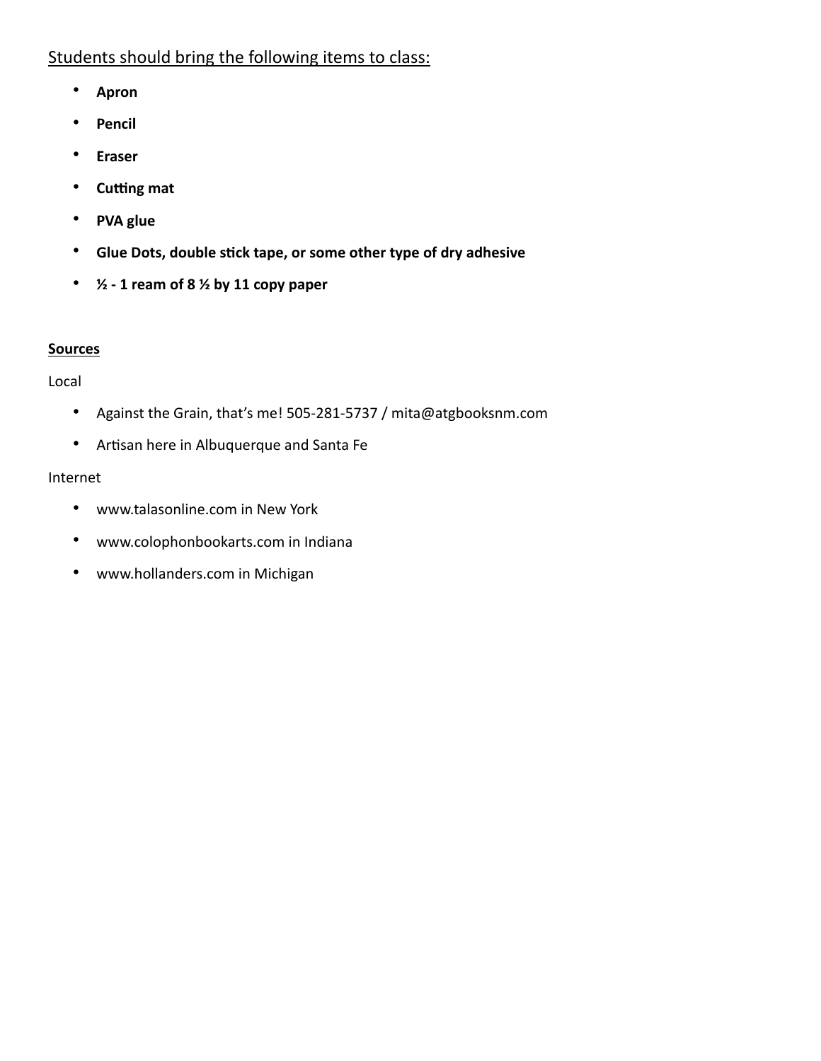<u>Students should bring the following items to class:</u>

- **Apron**
- **Pencil**
- **Eraser**
- **Cutting mat**
- **PVA glue**
- **Glue Dots, double stick tape, or some other type of dry adhesive**
- **½ - 1 ream of 8 ½ by 11 copy paper**

**<u>Sources</u>**

Local

- Against the Grain, that's me! 505-281-5737 / mita@atgbooksnm.com
- Artisan here in Albuquerque and Santa Fe

Internet

- www.talasonline.com in New York
- www.colophonbookarts.com in Indiana
- www.hollanders.com in Michigan